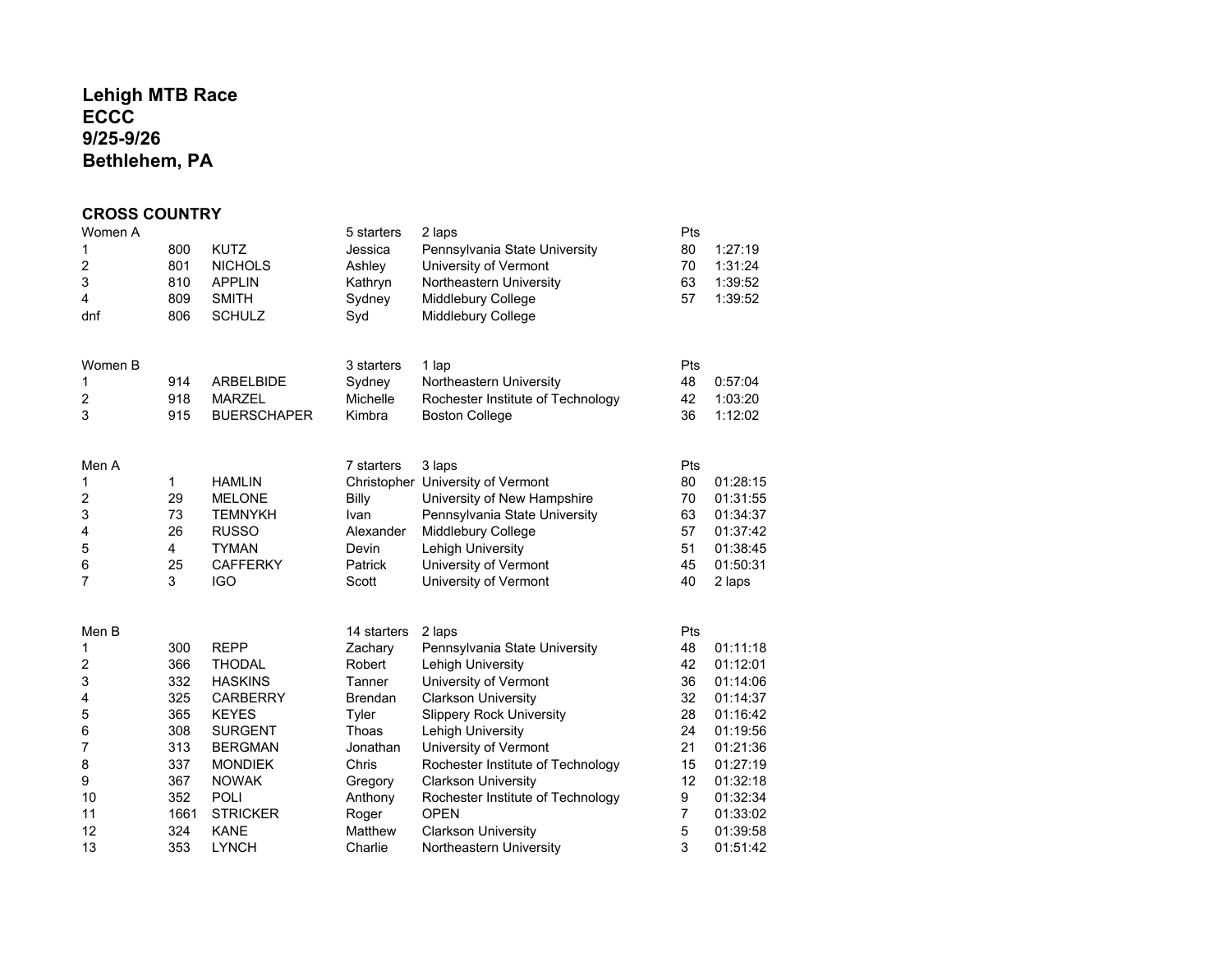# Lehigh MTB Race
# ECCC
# 9/25-9/26
# Bethlehem, PA

## CROSS COUNTRY

| Women A | | | 5 starters | 2 laps | Pts | |
|---|---|---|---|---|---|---|
| 1 | 800 | KUTZ | Jessica | Pennsylvania State University | 80 | 1:27:19 |
| 2 | 801 | NICHOLS | Ashley | University of Vermont | 70 | 1:31:24 |
| 3 | 810 | APPLIN | Kathryn | Northeastern University | 63 | 1:39:52 |
| 4 | 809 | SMITH | Sydney | Middlebury College | 57 | 1:39:52 |
| dnf | 806 | SCHULZ | Syd | Middlebury College | | |

| Women B | | | 3 starters | 1 lap | Pts | |
|---|---|---|---|---|---|---|
| 1 | 914 | ARBELBIDE | Sydney | Northeastern University | 48 | 0:57:04 |
| 2 | 918 | MARZEL | Michelle | Rochester Institute of Technology | 42 | 1:03:20 |
| 3 | 915 | BUERSCHAPER | Kimbra | Boston College | 36 | 1:12:02 |

| Men A | | | 7 starters | 3 laps | Pts | |
|---|---|---|---|---|---|---|
| 1 | 1 | HAMLIN | Christopher | University of Vermont | 80 | 01:28:15 |
| 2 | 29 | MELONE | Billy | University of New Hampshire | 70 | 01:31:55 |
| 3 | 73 | TEMNYKH | Ivan | Pennsylvania State University | 63 | 01:34:37 |
| 4 | 26 | RUSSO | Alexander | Middlebury College | 57 | 01:37:42 |
| 5 | 4 | TYMAN | Devin | Lehigh University | 51 | 01:38:45 |
| 6 | 25 | CAFFERKY | Patrick | University of Vermont | 45 | 01:50:31 |
| 7 | 3 | IGO | Scott | University of Vermont | 40 | 2 laps |

| Men B | | | 14 starters | 2 laps | Pts | |
|---|---|---|---|---|---|---|
| 1 | 300 | REPP | Zachary | Pennsylvania State University | 48 | 01:11:18 |
| 2 | 366 | THODAL | Robert | Lehigh University | 42 | 01:12:01 |
| 3 | 332 | HASKINS | Tanner | University of Vermont | 36 | 01:14:06 |
| 4 | 325 | CARBERRY | Brendan | Clarkson University | 32 | 01:14:37 |
| 5 | 365 | KEYES | Tyler | Slippery Rock University | 28 | 01:16:42 |
| 6 | 308 | SURGENT | Thoas | Lehigh University | 24 | 01:19:56 |
| 7 | 313 | BERGMAN | Jonathan | University of Vermont | 21 | 01:21:36 |
| 8 | 337 | MONDIEK | Chris | Rochester Institute of Technology | 15 | 01:27:19 |
| 9 | 367 | NOWAK | Gregory | Clarkson University | 12 | 01:32:18 |
| 10 | 352 | POLI | Anthony | Rochester Institute of Technology | 9 | 01:32:34 |
| 11 | 1661 | STRICKER | Roger | OPEN | 7 | 01:33:02 |
| 12 | 324 | KANE | Matthew | Clarkson University | 5 | 01:39:58 |
| 13 | 353 | LYNCH | Charlie | Northeastern University | 3 | 01:51:42 |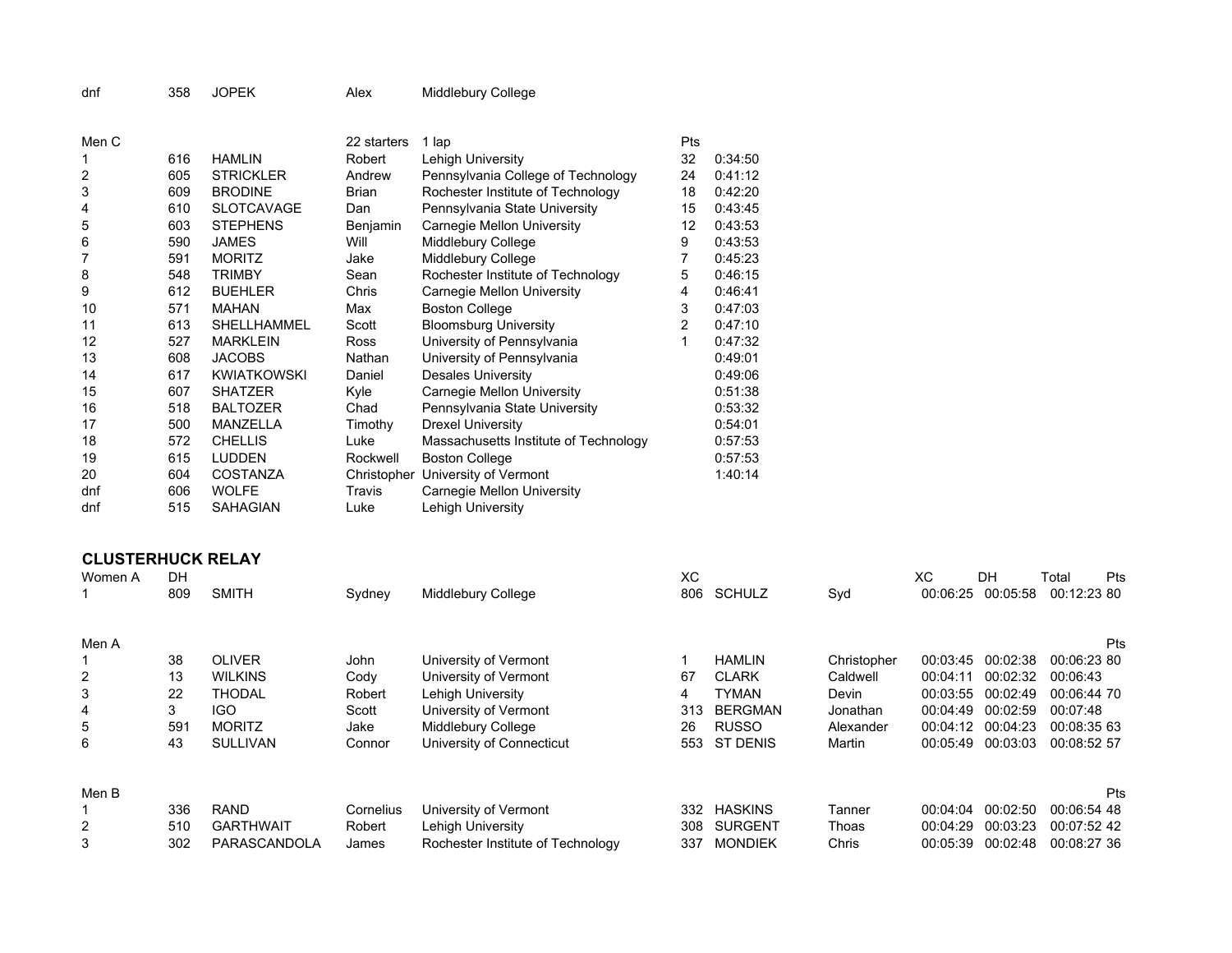| | | | | |
|---|---|---|---|---|
| dnf | 358 | JOPEK | Alex | Middlebury College |

| Men C | | | 22 starters | 1 lap | Pts | |
|---|---|---|---|---|---|---|
| 1 | 616 | HAMLIN | Robert | Lehigh University | 32 | 0:34:50 |
| 2 | 605 | STRICKLER | Andrew | Pennsylvania College of Technology | 24 | 0:41:12 |
| 3 | 609 | BRODINE | Brian | Rochester Institute of Technology | 18 | 0:42:20 |
| 4 | 610 | SLOTCAVAGE | Dan | Pennsylvania State University | 15 | 0:43:45 |
| 5 | 603 | STEPHENS | Benjamin | Carnegie Mellon University | 12 | 0:43:53 |
| 6 | 590 | JAMES | Will | Middlebury College | 9 | 0:43:53 |
| 7 | 591 | MORITZ | Jake | Middlebury College | 7 | 0:45:23 |
| 8 | 548 | TRIMBY | Sean | Rochester Institute of Technology | 5 | 0:46:15 |
| 9 | 612 | BUEHLER | Chris | Carnegie Mellon University | 4 | 0:46:41 |
| 10 | 571 | MAHAN | Max | Boston College | 3 | 0:47:03 |
| 11 | 613 | SHELLHAMMEL | Scott | Bloomsburg University | 2 | 0:47:10 |
| 12 | 527 | MARKLEIN | Ross | University of Pennsylvania | 1 | 0:47:32 |
| 13 | 608 | JACOBS | Nathan | University of Pennsylvania | | 0:49:01 |
| 14 | 617 | KWIATKOWSKI | Daniel | Desales University | | 0:49:06 |
| 15 | 607 | SHATZER | Kyle | Carnegie Mellon University | | 0:51:38 |
| 16 | 518 | BALTOZER | Chad | Pennsylvania State University | | 0:53:32 |
| 17 | 500 | MANZELLA | Timothy | Drexel University | | 0:54:01 |
| 18 | 572 | CHELLIS | Luke | Massachusetts Institute of Technology | | 0:57:53 |
| 19 | 615 | LUDDEN | Rockwell | Boston College | | 0:57:53 |
| 20 | 604 | COSTANZA | Christopher | University of Vermont | | 1:40:14 |
| dnf | 606 | WOLFE | Travis | Carnegie Mellon University | | |
| dnf | 515 | SAHAGIAN | Luke | Lehigh University | | |

## CLUSTERHUCK RELAY

| Women A | DH | | | | XC | | | XC | DH | Total | Pts |
|---|---|---|---|---|---|---|---|---|---|---|---|
| 1 | 809 | SMITH | Sydney | Middlebury College | 806 | SCHULZ | Syd | 00:06:25 | 00:05:58 | 00:12:23 | 80 |

| Men A | | | | | | | | | | | Pts |
|---|---|---|---|---|---|---|---|---|---|---|---|
| 1 | 38 | OLIVER | John | University of Vermont | 1 | HAMLIN | Christopher | 00:03:45 | 00:02:38 | 00:06:23 | 80 |
| 2 | 13 | WILKINS | Cody | University of Vermont | 67 | CLARK | Caldwell | 00:04:11 | 00:02:32 | 00:06:43 | |
| 3 | 22 | THODAL | Robert | Lehigh University | 4 | TYMAN | Devin | 00:03:55 | 00:02:49 | 00:06:44 | 70 |
| 4 | 3 | IGO | Scott | University of Vermont | 313 | BERGMAN | Jonathan | 00:04:49 | 00:02:59 | 00:07:48 | |
| 5 | 591 | MORITZ | Jake | Middlebury College | 26 | RUSSO | Alexander | 00:04:12 | 00:04:23 | 00:08:35 | 63 |
| 6 | 43 | SULLIVAN | Connor | University of Connecticut | 553 | ST DENIS | Martin | 00:05:49 | 00:03:03 | 00:08:52 | 57 |

| Men B | | | | | | | | | | | Pts |
|---|---|---|---|---|---|---|---|---|---|---|---|
| 1 | 336 | RAND | Cornelius | University of Vermont | 332 | HASKINS | Tanner | 00:04:04 | 00:02:50 | 00:06:54 | 48 |
| 2 | 510 | GARTHWAIT | Robert | Lehigh University | 308 | SURGENT | Thoas | 00:04:29 | 00:03:23 | 00:07:52 | 42 |
| 3 | 302 | PARASCANDOLA | James | Rochester Institute of Technology | 337 | MONDIEK | Chris | 00:05:39 | 00:02:48 | 00:08:27 | 36 |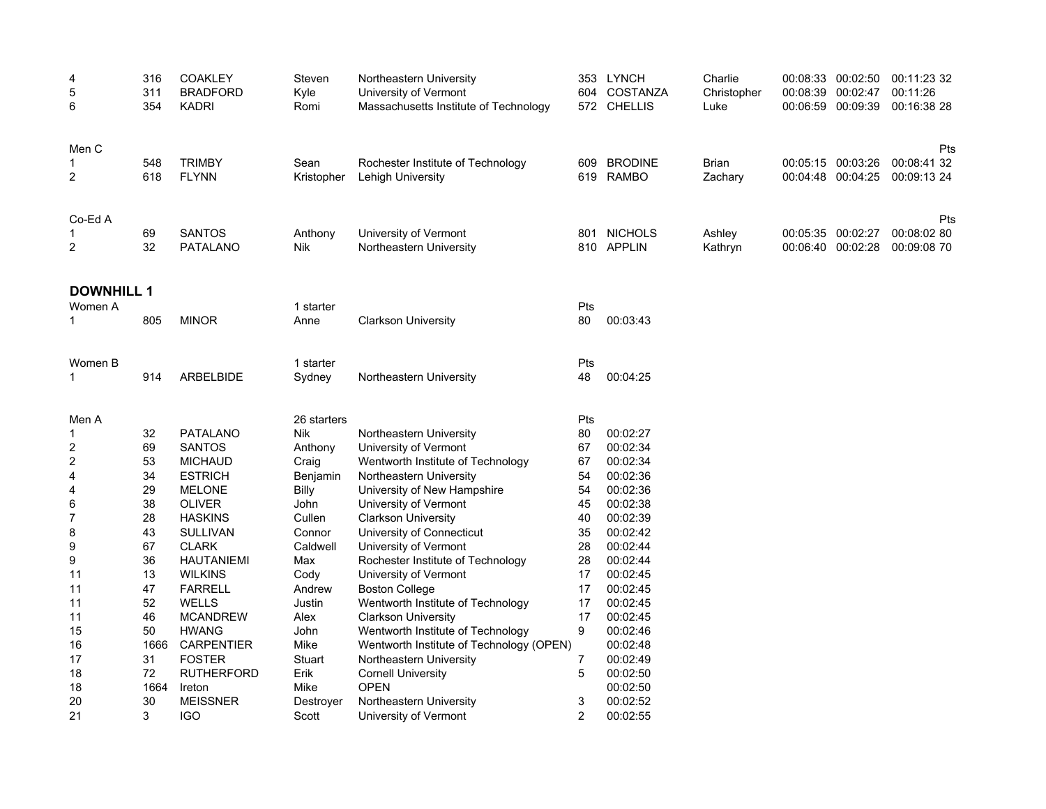| | | | | | | | | | | |
|---|---|---|---|---|---|---|---|---|---|---|
| 4 | 316 | COAKLEY | Steven | Northeastern University | 353 | LYNCH | Charlie | 00:08:33 | 00:02:50 | 00:11:23 32 |
| 5 | 311 | BRADFORD | Kyle | University of Vermont | 604 | COSTANZA | Christopher | 00:08:39 | 00:02:47 | 00:11:26 |
| 6 | 354 | KADRI | Romi | Massachusetts Institute of Technology | 572 | CHELLIS | Luke | 00:06:59 | 00:09:39 | 00:16:38 28 |

| Men C | | | | | | | | | | Pts |
|---|---|---|---|---|---|---|---|---|---|---|
| 1 | 548 | TRIMBY | Sean | Rochester Institute of Technology | 609 | BRODINE | Brian | 00:05:15 | 00:03:26 | 00:08:41 32 |
| 2 | 618 | FLYNN | Kristopher | Lehigh University | 619 | RAMBO | Zachary | 00:04:48 | 00:04:25 | 00:09:13 24 |

| Co-Ed A | | | | | | | | | | Pts |
|---|---|---|---|---|---|---|---|---|---|---|
| 1 | 69 | SANTOS | Anthony | University of Vermont | 801 | NICHOLS | Ashley | 00:05:35 | 00:02:27 | 00:08:02 80 |
| 2 | 32 | PATALANO | Nik | Northeastern University | 810 | APPLIN | Kathryn | 00:06:40 | 00:02:28 | 00:09:08 70 |

## DOWNHILL 1

| Women A | | | 1 starter | | Pts | |
|---|---|---|---|---|---|---|
| 1 | 805 | MINOR | Anne | Clarkson University | 80 | 00:03:43 |

| Women B | | | 1 starter | | Pts | |
|---|---|---|---|---|---|---|
| 1 | 914 | ARBELBIDE | Sydney | Northeastern University | 48 | 00:04:25 |

| Men A | | | 26 starters | | Pts | |
|---|---|---|---|---|---|---|
| 1 | 32 | PATALANO | Nik | Northeastern University | 80 | 00:02:27 |
| 2 | 69 | SANTOS | Anthony | University of Vermont | 67 | 00:02:34 |
| 2 | 53 | MICHAUD | Craig | Wentworth Institute of Technology | 67 | 00:02:34 |
| 4 | 34 | ESTRICH | Benjamin | Northeastern University | 54 | 00:02:36 |
| 4 | 29 | MELONE | Billy | University of New Hampshire | 54 | 00:02:36 |
| 6 | 38 | OLIVER | John | University of Vermont | 45 | 00:02:38 |
| 7 | 28 | HASKINS | Cullen | Clarkson University | 40 | 00:02:39 |
| 8 | 43 | SULLIVAN | Connor | University of Connecticut | 35 | 00:02:42 |
| 9 | 67 | CLARK | Caldwell | University of Vermont | 28 | 00:02:44 |
| 9 | 36 | HAUTANIEMI | Max | Rochester Institute of Technology | 28 | 00:02:44 |
| 11 | 13 | WILKINS | Cody | University of Vermont | 17 | 00:02:45 |
| 11 | 47 | FARRELL | Andrew | Boston College | 17 | 00:02:45 |
| 11 | 52 | WELLS | Justin | Wentworth Institute of Technology | 17 | 00:02:45 |
| 11 | 46 | MCANDREW | Alex | Clarkson University | 17 | 00:02:45 |
| 15 | 50 | HWANG | John | Wentworth Institute of Technology | 9 | 00:02:46 |
| 16 | 1666 | CARPENTIER | Mike | Wentworth Institute of Technology (OPEN) | | 00:02:48 |
| 17 | 31 | FOSTER | Stuart | Northeastern University | 7 | 00:02:49 |
| 18 | 72 | RUTHERFORD | Erik | Cornell University | 5 | 00:02:50 |
| 18 | 1664 | Ireton | Mike | OPEN | | 00:02:50 |
| 20 | 30 | MEISSNER | Destroyer | Northeastern University | 3 | 00:02:52 |
| 21 | 3 | IGO | Scott | University of Vermont | 2 | 00:02:55 |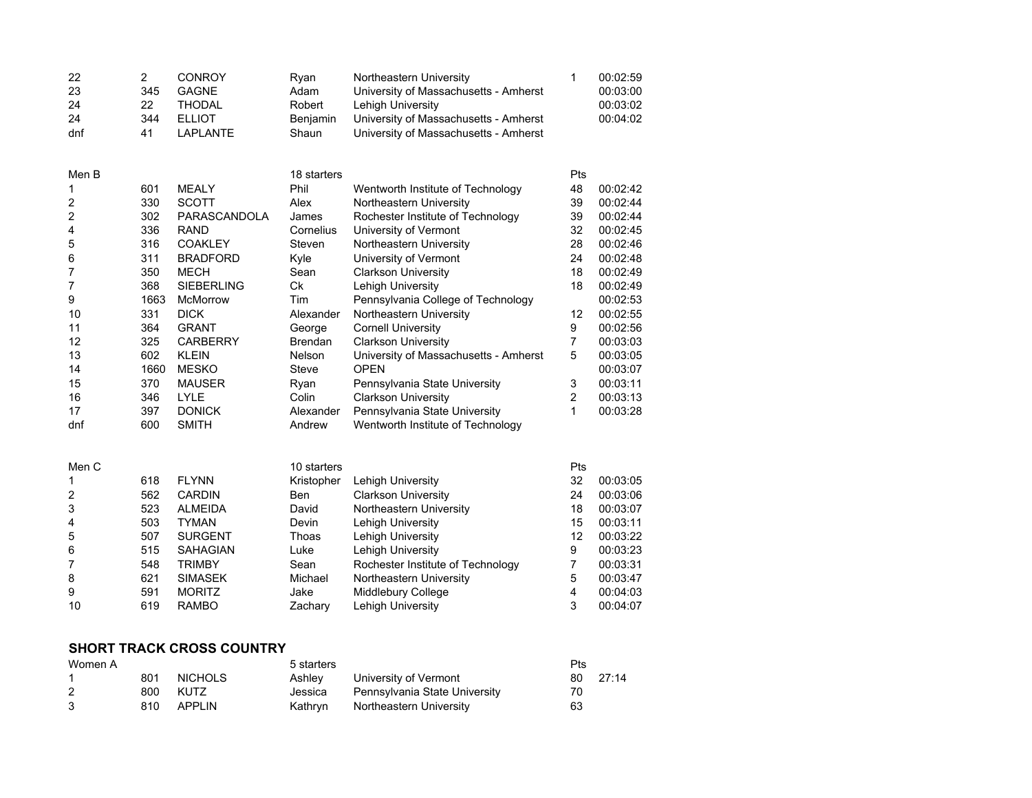| | | | | | | |
|---|---|---|---|---|---|---|
| 22 | 2 | CONROY | Ryan | Northeastern University | 1 | 00:02:59 |
| 23 | 345 | GAGNE | Adam | University of Massachusetts - Amherst | | 00:03:00 |
| 24 | 22 | THODAL | Robert | Lehigh University | | 00:03:02 |
| 24 | 344 | ELLIOT | Benjamin | University of Massachusetts - Amherst | | 00:04:02 |
| dnf | 41 | LAPLANTE | Shaun | University of Massachusetts - Amherst | | |

| Men B | | | 18 starters | | Pts | |
|---|---|---|---|---|---|---|
| 1 | 601 | MEALY | Phil | Wentworth Institute of Technology | 48 | 00:02:42 |
| 2 | 330 | SCOTT | Alex | Northeastern University | 39 | 00:02:44 |
| 2 | 302 | PARASCANDOLA | James | Rochester Institute of Technology | 39 | 00:02:44 |
| 4 | 336 | RAND | Cornelius | University of Vermont | 32 | 00:02:45 |
| 5 | 316 | COAKLEY | Steven | Northeastern University | 28 | 00:02:46 |
| 6 | 311 | BRADFORD | Kyle | University of Vermont | 24 | 00:02:48 |
| 7 | 350 | MECH | Sean | Clarkson University | 18 | 00:02:49 |
| 7 | 368 | SIEBERLING | Ck | Lehigh University | 18 | 00:02:49 |
| 9 | 1663 | McMorrow | Tim | Pennsylvania College of Technology | | 00:02:53 |
| 10 | 331 | DICK | Alexander | Northeastern University | 12 | 00:02:55 |
| 11 | 364 | GRANT | George | Cornell University | 9 | 00:02:56 |
| 12 | 325 | CARBERRY | Brendan | Clarkson University | 7 | 00:03:03 |
| 13 | 602 | KLEIN | Nelson | University of Massachusetts - Amherst | 5 | 00:03:05 |
| 14 | 1660 | MESKO | Steve | OPEN | | 00:03:07 |
| 15 | 370 | MAUSER | Ryan | Pennsylvania State University | 3 | 00:03:11 |
| 16 | 346 | LYLE | Colin | Clarkson University | 2 | 00:03:13 |
| 17 | 397 | DONICK | Alexander | Pennsylvania State University | 1 | 00:03:28 |
| dnf | 600 | SMITH | Andrew | Wentworth Institute of Technology | | |

| Men C | | | 10 starters | | Pts | |
|---|---|---|---|---|---|---|
| 1 | 618 | FLYNN | Kristopher | Lehigh University | 32 | 00:03:05 |
| 2 | 562 | CARDIN | Ben | Clarkson University | 24 | 00:03:06 |
| 3 | 523 | ALMEIDA | David | Northeastern University | 18 | 00:03:07 |
| 4 | 503 | TYMAN | Devin | Lehigh University | 15 | 00:03:11 |
| 5 | 507 | SURGENT | Thoas | Lehigh University | 12 | 00:03:22 |
| 6 | 515 | SAHAGIAN | Luke | Lehigh University | 9 | 00:03:23 |
| 7 | 548 | TRIMBY | Sean | Rochester Institute of Technology | 7 | 00:03:31 |
| 8 | 621 | SIMASEK | Michael | Northeastern University | 5 | 00:03:47 |
| 9 | 591 | MORITZ | Jake | Middlebury College | 4 | 00:04:03 |
| 10 | 619 | RAMBO | Zachary | Lehigh University | 3 | 00:04:07 |

## SHORT TRACK CROSS COUNTRY

| Women A | | | 5 starters | | Pts | |
|---|---|---|---|---|---|---|
| 1 | 801 | NICHOLS | Ashley | University of Vermont | 80 | 27:14 |
| 2 | 800 | KUTZ | Jessica | Pennsylvania State University | 70 | |
| 3 | 810 | APPLIN | Kathryn | Northeastern University | 63 | |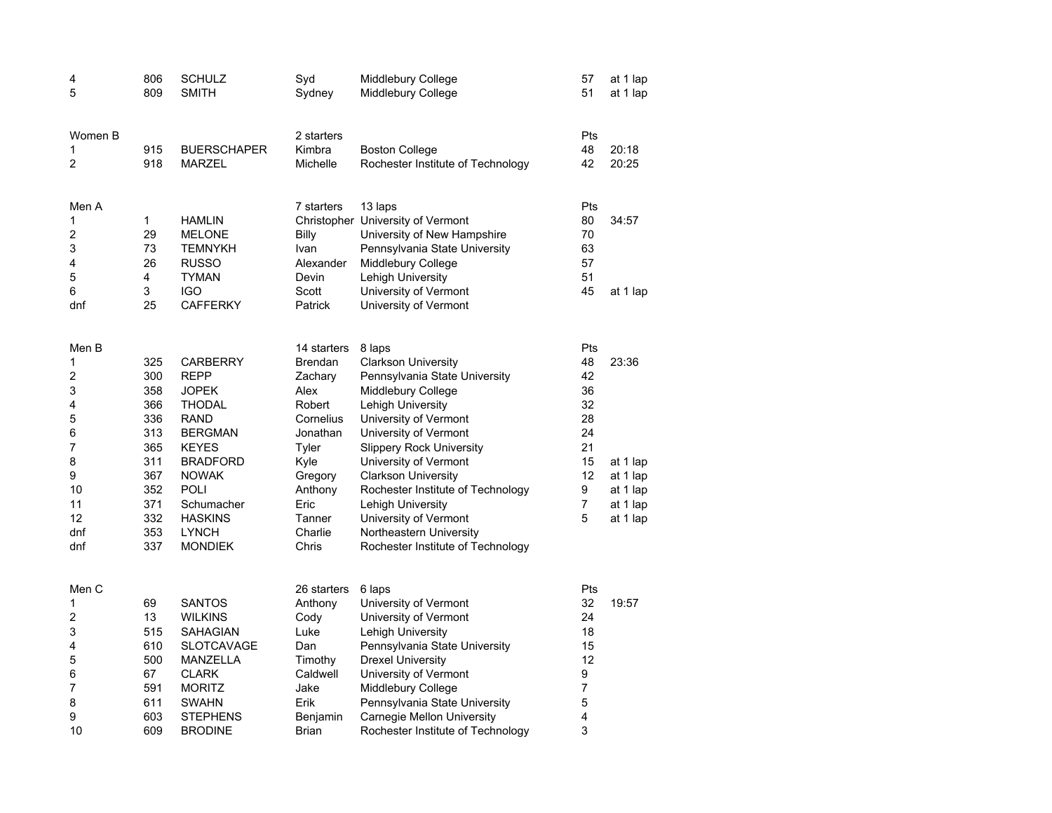| | | | | | | |
|---|---|---|---|---|---|---|
| 4 | 806 | SCHULZ | Syd | Middlebury College | 57 | at 1 lap |
| 5 | 809 | SMITH | Sydney | Middlebury College | 51 | at 1 lap |

| Women B | | | 2 starters | | Pts | |
|---|---|---|---|---|---|---|
| 1 | 915 | BUERSCHAPER | Kimbra | Boston College | 48 | 20:18 |
| 2 | 918 | MARZEL | Michelle | Rochester Institute of Technology | 42 | 20:25 |

| Men A | | | 7 starters | 13 laps | Pts | |
|---|---|---|---|---|---|---|
| 1 | 1 | HAMLIN | Christopher | University of Vermont | 80 | 34:57 |
| 2 | 29 | MELONE | Billy | University of New Hampshire | 70 | |
| 3 | 73 | TEMNYKH | Ivan | Pennsylvania State University | 63 | |
| 4 | 26 | RUSSO | Alexander | Middlebury College | 57 | |
| 5 | 4 | TYMAN | Devin | Lehigh University | 51 | |
| 6 | 3 | IGO | Scott | University of Vermont | 45 | at 1 lap |
| dnf | 25 | CAFFERKY | Patrick | University of Vermont | | |

| Men B | | | 14 starters | 8 laps | Pts | |
|---|---|---|---|---|---|---|
| 1 | 325 | CARBERRY | Brendan | Clarkson University | 48 | 23:36 |
| 2 | 300 | REPP | Zachary | Pennsylvania State University | 42 | |
| 3 | 358 | JOPEK | Alex | Middlebury College | 36 | |
| 4 | 366 | THODAL | Robert | Lehigh University | 32 | |
| 5 | 336 | RAND | Cornelius | University of Vermont | 28 | |
| 6 | 313 | BERGMAN | Jonathan | University of Vermont | 24 | |
| 7 | 365 | KEYES | Tyler | Slippery Rock University | 21 | |
| 8 | 311 | BRADFORD | Kyle | University of Vermont | 15 | at 1 lap |
| 9 | 367 | NOWAK | Gregory | Clarkson University | 12 | at 1 lap |
| 10 | 352 | POLI | Anthony | Rochester Institute of Technology | 9 | at 1 lap |
| 11 | 371 | Schumacher | Eric | Lehigh University | 7 | at 1 lap |
| 12 | 332 | HASKINS | Tanner | University of Vermont | 5 | at 1 lap |
| dnf | 353 | LYNCH | Charlie | Northeastern University | | |
| dnf | 337 | MONDIEK | Chris | Rochester Institute of Technology | | |

| Men C | | | 26 starters | 6 laps | Pts | |
|---|---|---|---|---|---|---|
| 1 | 69 | SANTOS | Anthony | University of Vermont | 32 | 19:57 |
| 2 | 13 | WILKINS | Cody | University of Vermont | 24 | |
| 3 | 515 | SAHAGIAN | Luke | Lehigh University | 18 | |
| 4 | 610 | SLOTCAVAGE | Dan | Pennsylvania State University | 15 | |
| 5 | 500 | MANZELLA | Timothy | Drexel University | 12 | |
| 6 | 67 | CLARK | Caldwell | University of Vermont | 9 | |
| 7 | 591 | MORITZ | Jake | Middlebury College | 7 | |
| 8 | 611 | SWAHN | Erik | Pennsylvania State University | 5 | |
| 9 | 603 | STEPHENS | Benjamin | Carnegie Mellon University | 4 | |
| 10 | 609 | BRODINE | Brian | Rochester Institute of Technology | 3 | |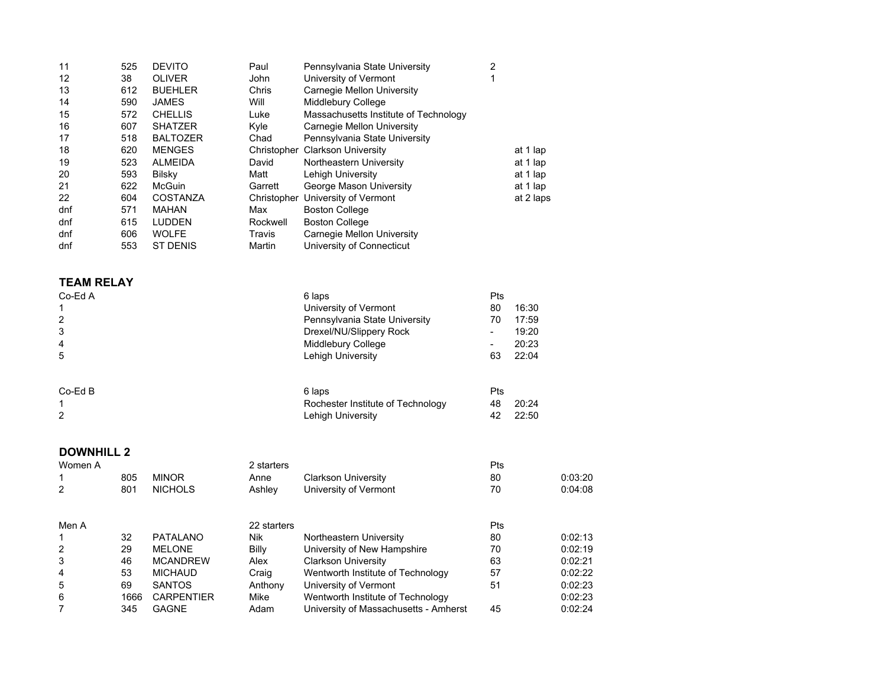| | | | | | | |
|---|---|---|---|---|---|---|
| 11 | 525 | DEVITO | Paul | Pennsylvania State University | 2 | |
| 12 | 38 | OLIVER | John | University of Vermont | 1 | |
| 13 | 612 | BUEHLER | Chris | Carnegie Mellon University | | |
| 14 | 590 | JAMES | Will | Middlebury College | | |
| 15 | 572 | CHELLIS | Luke | Massachusetts Institute of Technology | | |
| 16 | 607 | SHATZER | Kyle | Carnegie Mellon University | | |
| 17 | 518 | BALTOZER | Chad | Pennsylvania State University | | |
| 18 | 620 | MENGES | Christopher | Clarkson University | | at 1 lap |
| 19 | 523 | ALMEIDA | David | Northeastern University | | at 1 lap |
| 20 | 593 | Bilsky | Matt | Lehigh University | | at 1 lap |
| 21 | 622 | McGuin | Garrett | George Mason University | | at 1 lap |
| 22 | 604 | COSTANZA | Christopher | University of Vermont | | at 2 laps |
| dnf | 571 | MAHAN | Max | Boston College | | |
| dnf | 615 | LUDDEN | Rockwell | Boston College | | |
| dnf | 606 | WOLFE | Travis | Carnegie Mellon University | | |
| dnf | 553 | ST DENIS | Martin | University of Connecticut | | |

## TEAM RELAY

| Co-Ed A | 6 laps | Pts | |
|---|---|---|---|
| 1 | University of Vermont | 80 | 16:30 |
| 2 | Pennsylvania State University | 70 | 17:59 |
| 3 | Drexel/NU/Slippery Rock | - | 19:20 |
| 4 | Middlebury College | - | 20:23 |
| 5 | Lehigh University | 63 | 22:04 |

| Co-Ed B | 6 laps | Pts | |
|---|---|---|---|
| 1 | Rochester Institute of Technology | 48 | 20:24 |
| 2 | Lehigh University | 42 | 22:50 |

## DOWNHILL 2

| Women A | | | 2 starters | | Pts | |
|---|---|---|---|---|---|---|
| 1 | 805 | MINOR | Anne | Clarkson University | 80 | 0:03:20 |
| 2 | 801 | NICHOLS | Ashley | University of Vermont | 70 | 0:04:08 |

| Men A | | | 22 starters | | Pts | |
|---|---|---|---|---|---|---|
| 1 | 32 | PATALANO | Nik | Northeastern University | 80 | 0:02:13 |
| 2 | 29 | MELONE | Billy | University of New Hampshire | 70 | 0:02:19 |
| 3 | 46 | MCANDREW | Alex | Clarkson University | 63 | 0:02:21 |
| 4 | 53 | MICHAUD | Craig | Wentworth Institute of Technology | 57 | 0:02:22 |
| 5 | 69 | SANTOS | Anthony | University of Vermont | 51 | 0:02:23 |
| 6 | 1666 | CARPENTIER | Mike | Wentworth Institute of Technology | | 0:02:23 |
| 7 | 345 | GAGNE | Adam | University of Massachusetts - Amherst | 45 | 0:02:24 |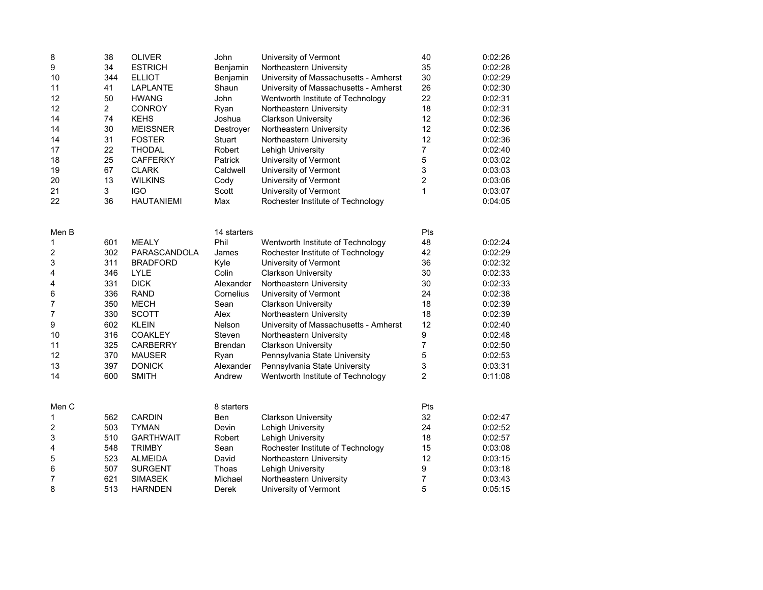| | | | | | | |
|---|---|---|---|---|---|---|
| 8 | 38 | OLIVER | John | University of Vermont | 40 | 0:02:26 |
| 9 | 34 | ESTRICH | Benjamin | Northeastern University | 35 | 0:02:28 |
| 10 | 344 | ELLIOT | Benjamin | University of Massachusetts - Amherst | 30 | 0:02:29 |
| 11 | 41 | LAPLANTE | Shaun | University of Massachusetts - Amherst | 26 | 0:02:30 |
| 12 | 50 | HWANG | John | Wentworth Institute of Technology | 22 | 0:02:31 |
| 12 | 2 | CONROY | Ryan | Northeastern University | 18 | 0:02:31 |
| 14 | 74 | KEHS | Joshua | Clarkson University | 12 | 0:02:36 |
| 14 | 30 | MEISSNER | Destroyer | Northeastern University | 12 | 0:02:36 |
| 14 | 31 | FOSTER | Stuart | Northeastern University | 12 | 0:02:36 |
| 17 | 22 | THODAL | Robert | Lehigh University | 7 | 0:02:40 |
| 18 | 25 | CAFFERKY | Patrick | University of Vermont | 5 | 0:03:02 |
| 19 | 67 | CLARK | Caldwell | University of Vermont | 3 | 0:03:03 |
| 20 | 13 | WILKINS | Cody | University of Vermont | 2 | 0:03:06 |
| 21 | 3 | IGO | Scott | University of Vermont | 1 | 0:03:07 |
| 22 | 36 | HAUTANIEMI | Max | Rochester Institute of Technology | | 0:04:05 |

| Men B | | | 14 starters | | Pts | |
|---|---|---|---|---|---|---|
| 1 | 601 | MEALY | Phil | Wentworth Institute of Technology | 48 | 0:02:24 |
| 2 | 302 | PARASCANDOLA | James | Rochester Institute of Technology | 42 | 0:02:29 |
| 3 | 311 | BRADFORD | Kyle | University of Vermont | 36 | 0:02:32 |
| 4 | 346 | LYLE | Colin | Clarkson University | 30 | 0:02:33 |
| 4 | 331 | DICK | Alexander | Northeastern University | 30 | 0:02:33 |
| 6 | 336 | RAND | Cornelius | University of Vermont | 24 | 0:02:38 |
| 7 | 350 | MECH | Sean | Clarkson University | 18 | 0:02:39 |
| 7 | 330 | SCOTT | Alex | Northeastern University | 18 | 0:02:39 |
| 9 | 602 | KLEIN | Nelson | University of Massachusetts - Amherst | 12 | 0:02:40 |
| 10 | 316 | COAKLEY | Steven | Northeastern University | 9 | 0:02:48 |
| 11 | 325 | CARBERRY | Brendan | Clarkson University | 7 | 0:02:50 |
| 12 | 370 | MAUSER | Ryan | Pennsylvania State University | 5 | 0:02:53 |
| 13 | 397 | DONICK | Alexander | Pennsylvania State University | 3 | 0:03:31 |
| 14 | 600 | SMITH | Andrew | Wentworth Institute of Technology | 2 | 0:11:08 |

| Men C | | | 8 starters | | Pts | |
|---|---|---|---|---|---|---|
| 1 | 562 | CARDIN | Ben | Clarkson University | 32 | 0:02:47 |
| 2 | 503 | TYMAN | Devin | Lehigh University | 24 | 0:02:52 |
| 3 | 510 | GARTHWAIT | Robert | Lehigh University | 18 | 0:02:57 |
| 4 | 548 | TRIMBY | Sean | Rochester Institute of Technology | 15 | 0:03:08 |
| 5 | 523 | ALMEIDA | David | Northeastern University | 12 | 0:03:15 |
| 6 | 507 | SURGENT | Thoas | Lehigh University | 9 | 0:03:18 |
| 7 | 621 | SIMASEK | Michael | Northeastern University | 7 | 0:03:43 |
| 8 | 513 | HARNDEN | Derek | University of Vermont | 5 | 0:05:15 |